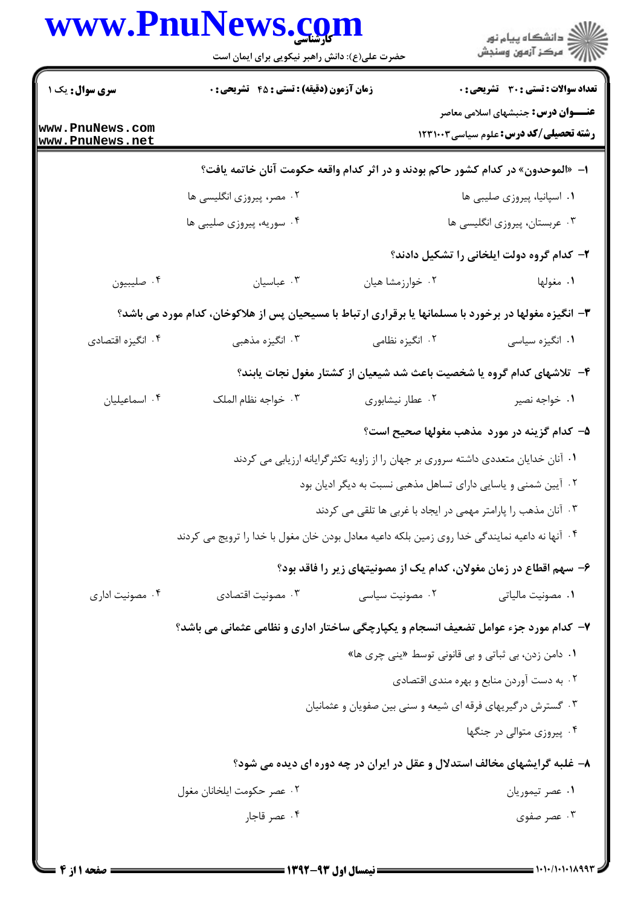**سری سوال:** یک ۱

**زمان آزمون (دقیقه) : تستی : ۴۵ تشریحی : ۰**

**تعداد سوالات : تستی : ۳۰ تشریحی : ۰**

**عنـــوان درس:** جنبشهای اسلامی معاصر

**رشته تحصیلی/کد درس:** علوم سیاسی ۱۲۳۱۰۰۳

۱- «الموحدون» در کدام کشور حاکم بودند و در اثر کدام واقعه حکومت آنان خاتمه یافت؟

۱. اسپانیا، پیروزی صلیبی ها
۲. مصر، پیروزی انگلیسی ها
۳. عربستان، پیروزی انگلیسی ها
۴. سوریه، پیروزی صلیبی ها

۲- کدام گروه دولت ایلخانی را تشکیل دادند؟

۱. مغولها
۲. خوارزمشا هیان
۳. عباسیان
۴. صلیبیون

۳- انگیزه مغولها در برخورد با مسلمانها یا برقراری ارتباط با مسیحیان پس از هلاکوخان، کدام مورد می باشد؟

۱. انگیزه سیاسی
۲. انگیزه نظامی
۳. انگیزه مذهبی
۴. انگیزه اقتصادی

۴- تلاشهای کدام گروه یا شخصیت باعث شد شیعیان از کشتار مغول نجات یابند؟

۱. خواجه نصیر
۲. عطار نیشابوری
۳. خواجه نظام الملک
۴. اسماعیلیان

۵- کدام گزینه در مورد مذهب مغولها صحیح است؟

۱. آنان خدایان متعددی داشته سروری بر جهان را از زاویه تکثرگرایانه ارزیابی می کردند
۲. آیین شمنی و یاسایی دارای تساهل مذهبی نسبت به دیگر ادیان بود
۳. آنان مذهب را پارامتر مهمی در ایجاد با غربی ها تلقی می کردند
۴. آنها نه داعیه نمایندگی خدا روی زمین بلکه داعیه معادل بودن خان مغول با خدا را ترویج می کردند

۶- سهم اقطاع در زمان مغولان، کدام یک از مصونیتهای زیر را فاقد بود؟

۱. مصونیت مالیاتی
۲. مصونیت سیاسی
۳. مصونیت اقتصادی
۴. مصونیت اداری

۷- کدام مورد جزء عوامل تضعیف انسجام و یکپارچگی ساختار اداری و نظامی عثمانی می باشد؟

۱. دامن زدن، بی ثباتی و بی قانونی توسط «ینی چری ها»
۲. به دست آوردن منابع و بهره مندی اقتصادی
۳. گسترش درگیریهای فرقه ای شیعه و سنی بین صفویان و عثمانیان
۴. پیروزی متوالی در جنگها

۸- غلبه گرایشهای مخالف استدلال و عقل در ایران در چه دوره ای دیده می شود؟

۱. عصر تیموریان
۲. عصر حکومت ایلخانان مغول
۳. عصر صفوی
۴. عصر قاجار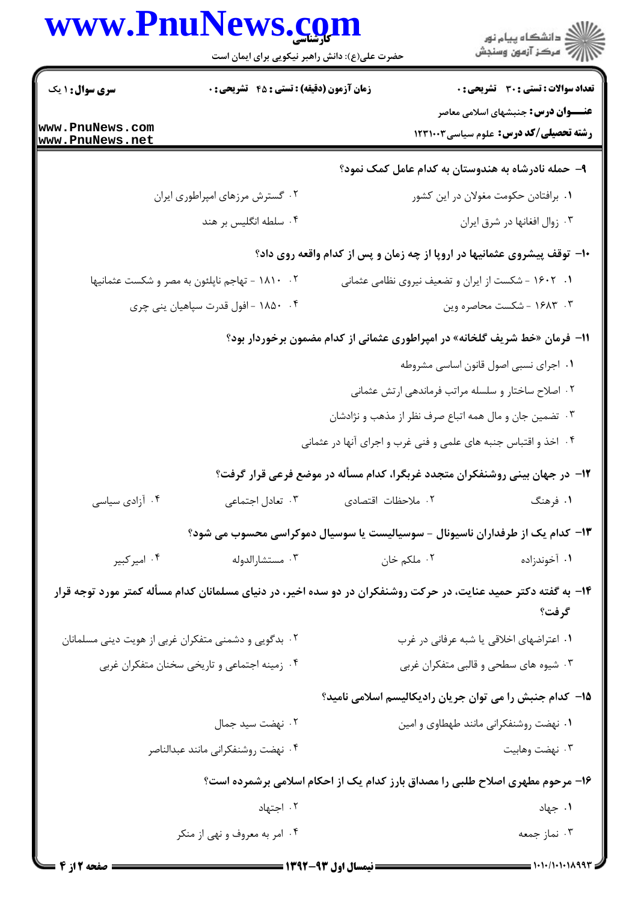**تعداد سوالات : تستی : ۳۰ تشریحی : ۰**
**زمان آزمون (دقیقه) : تستی : ۴۵ تشریحی : ۰**
**سری سوال : ۱ یک**

**عنـــوان درس:** جنبشهای اسلامی معاصر

**رشته تحصیلی/کد درس:** علوم سیاسی۱۲۳۱۰۰۳

**۹- حمله نادرشاه به هندوستان به کدام عامل کمک نمود؟**

۱. برافتادن حکومت مغولان در این کشور

۲. گسترش مرزهای امپراطوری ایران

۳. زوال افغانها در شرق ایران

۴. سلطه انگلیس بر هند

**۱۰- توقف پیشروی عثمانیها در اروپا از چه زمان و پس از کدام واقعه روی داد؟**

۱. ۱۶۰۲ - شکست از ایران و تضعیف نیروی نظامی عثمانی

۲. ۱۸۱۰ - تهاجم ناپلئون به مصر و شکست عثمانیها

۳. ۱۶۸۳ - شکست محاصره وین

۴. ۱۸۵۰ - افول قدرت سپاهیان ینی چری

**۱۱- فرمان «خط شریف گلخانه» در امپراطوری عثمانی از کدام مضمون برخوردار بود؟**

۱. اجرای نسبی اصول قانون اساسی مشروطه

۲. اصلاح ساختار و سلسله مراتب فرماندهی ارتش عثمانی

۳. تضمین جان و مال همه اتباع صرف نظر از مذهب و نژادشان

۴. اخذ و اقتباس جنبه های علمی و فنی غرب و اجرای آنها در عثمانی

**۱۲- در جهان بینی روشنفکران متجدد غربگرا، کدام مسأله در موضع فرعی قرار گرفت؟**

۱. فرهنگ

۲. ملاحظات اقتصادی

۳. تعادل اجتماعی

۴. آزادی سیاسی

**۱۳- کدام یک از طرفداران ناسیونال - سوسیالیست یا سوسیال دموکراسی محسوب می شود؟**

۱. آخوندزاده

۲. ملکم خان

۳. مستشارالدوله

۴. امیرکبیر

**۱۴- به گفته دکتر حمید عنایت، در حرکت روشنفکران در دو سده اخیر، در دنیای مسلمانان کدام مسأله کمتر مورد توجه قرار گرفت؟**

۱. اعتراضهای اخلاقی یا شبه عرفانی در غرب

۲. بدگویی و دشمنی متفکران غربی از هویت دینی مسلمانان

۳. شیوه های سطحی و قالبی متفکران غربی

۴. زمینه اجتماعی و تاریخی سخنان متفکران غربی

**۱۵- کدام جنبش را می توان جریان رادیکالیسم اسلامی نامید؟**

۱. نهضت روشنفکرانی مانند طهطاوی و امین

۲. نهضت سید جمال

۳. نهضت وهابیت

۴. نهضت روشنفکرانی مانند عبدالناصر

**۱۶- مرحوم مطهری اصلاح طلبی را مصداق بارز کدام یک از احکام اسلامی برشمرده است؟**

۱. جهاد

۲. اجتهاد

۳. نماز جمعه

۴. امر به معروف و نهی از منکر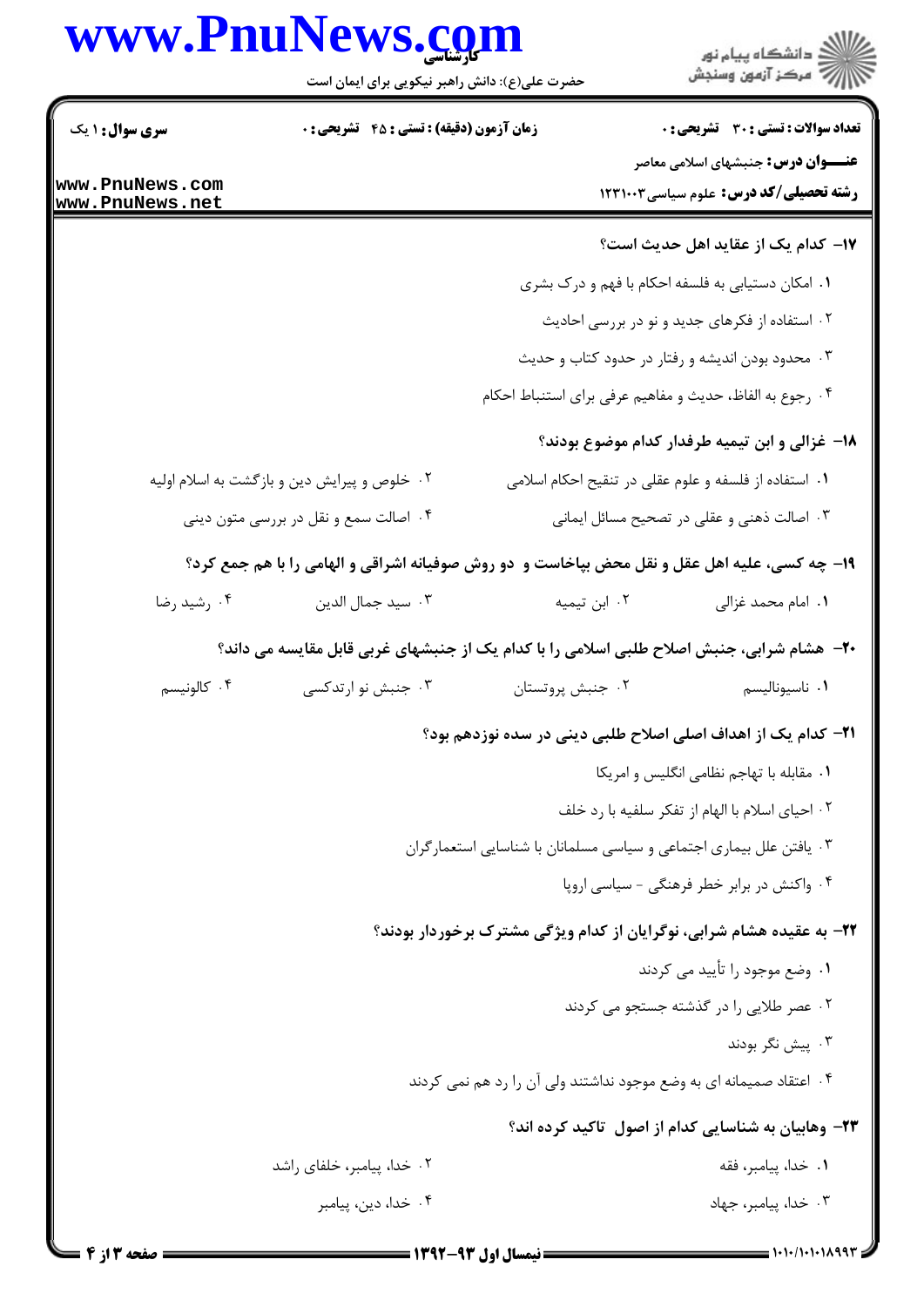۱۷- کدام یک از عقاید اهل حدیث است؟

۱. امکان دستیابی به فلسفه احکام با فهم و درک بشری

۲. استفاده از فکرهای جدید و نو در بررسی احادیث

۳. محدود بودن اندیشه و رفتار در حدود کتاب و حدیث

۴. رجوع به الفاظ، حدیث و مفاهیم عرفی برای استنباط احکام

۱۸- غزالی و ابن تیمیه طرفدار کدام موضوع بودند؟

۱. استفاده از فلسفه و علوم عقلی در تنقیح احکام اسلامی

۲. خلوص و پیرایش دین و بازگشت به اسلام اولیه

۳. اصالت ذهنی و عقلی در تصحیح مسائل ایمانی

۴. اصالت سمع و نقل در بررسی متون دینی

۱۹- چه کسی، علیه اهل عقل و نقل محض بپاخاست و دو روش صوفیانه اشراقی و الهامی را با هم جمع کرد؟

۱. امام محمد غزالی

۲. ابن تیمیه

۳. سید جمال الدین

۴. رشید رضا

۲۰- هشام شرابی، جنبش اصلاح طلبی اسلامی را با کدام یک از جنبشهای غربی قابل مقایسه می داند؟

۱. ناسیونالیسم

۲. جنبش پروتستان

۳. جنبش نو ارتدکسی

۴. کالونیسم

۲۱- کدام یک از اهداف اصلی اصلاح طلبی دینی در سده نوزدهم بود؟

۱. مقابله با تهاجم نظامی انگلیس و امریکا

۲. احیای اسلام با الهام از تفکر سلفیه با رد خلف

۳. یافتن علل بیماری اجتماعی و سیاسی مسلمانان با شناسایی استعمارگران

۴. واکنش در برابر خطر فرهنگی - سیاسی اروپا

۲۲- به عقیده هشام شرابی، نوگرایان از کدام ویژگی مشترک برخوردار بودند؟

۱. وضع موجود را تأیید می کردند

۲. عصر طلایی را در گذشته جستجو می کردند

۳. پیش نگر بودند

۴. اعتقاد صمیمانه ای به وضع موجود نداشتند ولی آن را رد هم نمی کردند

۲۳- وهابیان به شناسایی کدام از اصول تاکید کرده اند؟

۱. خدا، پیامبر، فقه

۲. خدا، پیامبر، خلفای راشد

۳. خدا، پیامبر، جهاد

۴. خدا، دین، پیامبر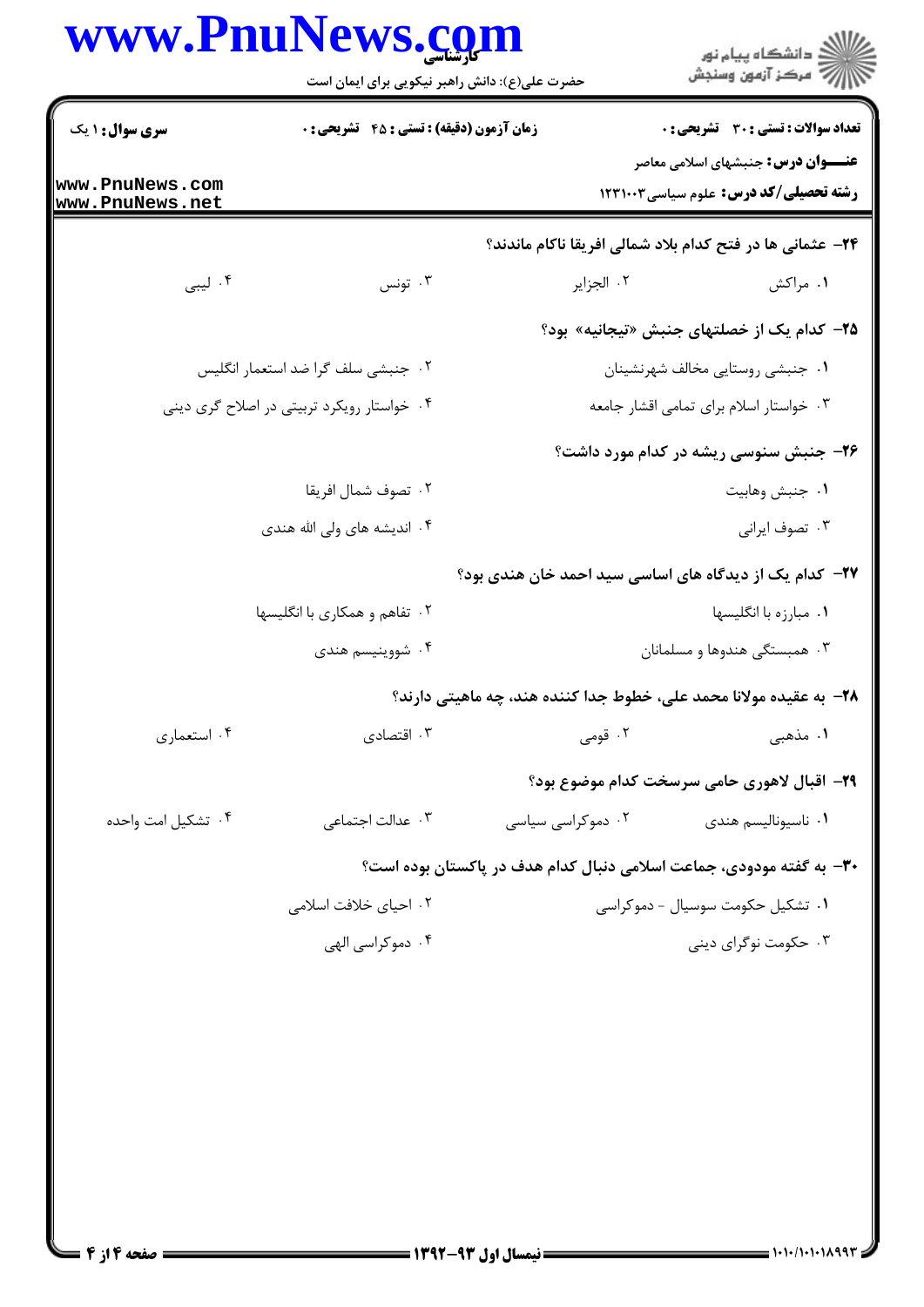۲۴- عثمانی ها در فتح کدام بلاد شمالی افریقا ناکام ماندند؟

۱. مراکش
۲. الجزایر
۳. تونس
۴. لیبی

۲۵- کدام یک از خصلتهای جنبش «تیجانیه» بود؟

۱. جنبشی روستایی مخالف شهرنشینان
۲. جنبشی سلف گرا ضد استعمار انگلیس
۳. خواستار اسلام برای تمامی اقشار جامعه
۴. خواستار رویکرد تربیتی در اصلاح گری دینی

۲۶- جنبش سنوسی ریشه در کدام مورد داشت؟

۱. جنبش وهابیت
۲. تصوف شمال افریقا
۳. تصوف ایرانی
۴. اندیشه های ولی الله هندی

۲۷- کدام یک از دیدگاه های اساسی سید احمد خان هندی بود؟

۱. مبارزه با انگلیسها
۲. تفاهم و همکاری با انگلیسها
۳. همبستگی هندوها و مسلمانان
۴. شووینیسم هندی

۲۸- به عقیده مولانا محمد علی، خطوط جدا کننده هند، چه ماهیتی دارند؟

۱. مذهبی
۲. قومی
۳. اقتصادی
۴. استعماری

۲۹- اقبال لاهوری حامی سرسخت کدام موضوع بود؟

۱. ناسیونالیسم هندی
۲. دموکراسی سیاسی
۳. عدالت اجتماعی
۴. تشکیل امت واحده

۳۰- به گفته مودودی، جماعت اسلامی دنبال کدام هدف در پاکستان بوده است؟

۱. تشکیل حکومت سوسیال - دموکراسی
۲. احیای خلافت اسلامی
۳. حکومت نوگرای دینی
۴. دموکراسی الهی